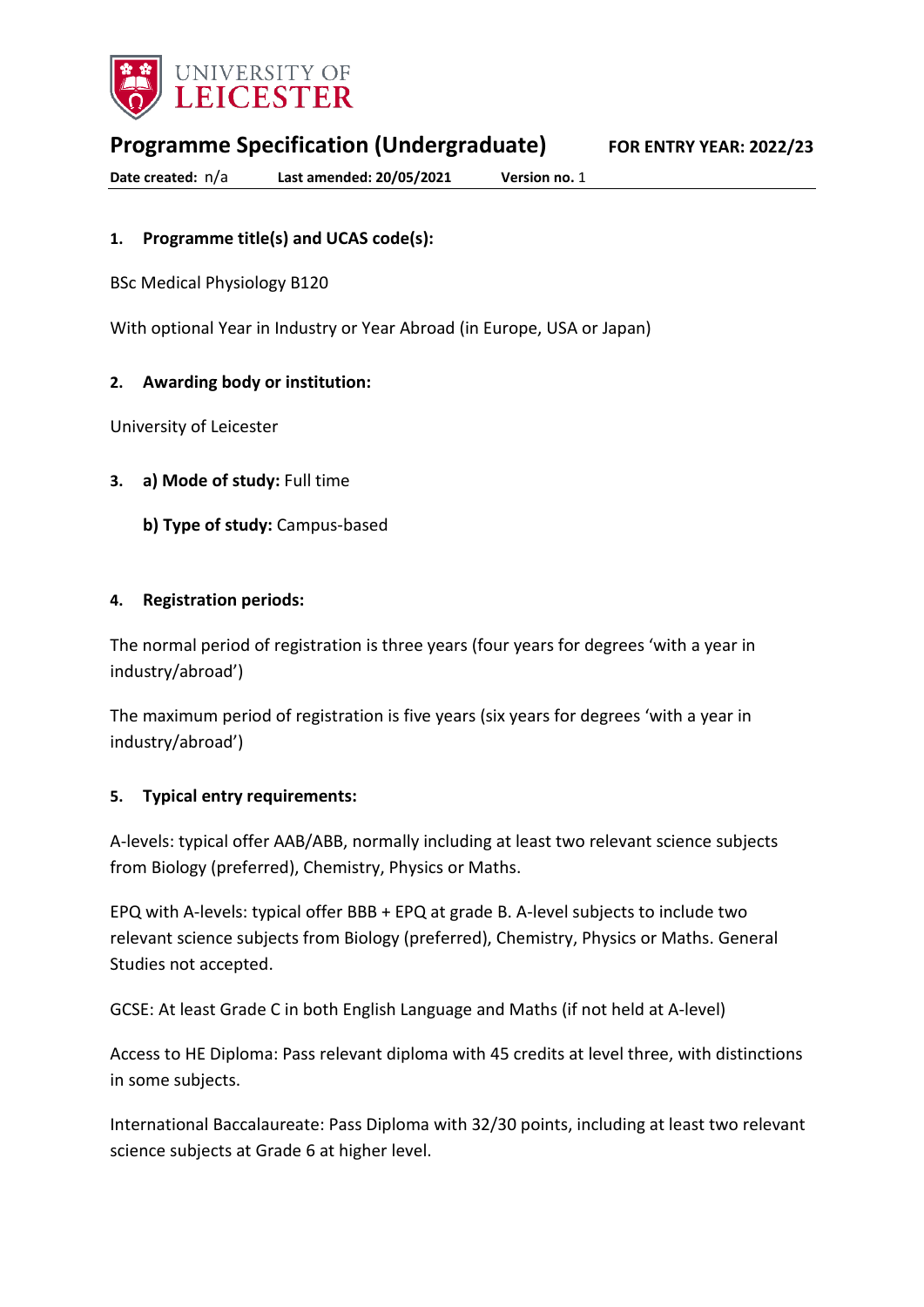UNIVERSITY OF LEICESTER

# Programme Specification (Undergraduate)

**FOR ENTRY YEAR: 2022/23**

**Date created:** n/a **Last amended: 20/05/2021** **Version no.** 1

## 1. Programme title(s) and UCAS code(s):

BSc Medical Physiology B120

With optional Year in Industry or Year Abroad (in Europe, USA or Japan)

## 2. Awarding body or institution:

University of Leicester

## 3. a) Mode of study: Full time

**b) Type of study:** Campus-based

## 4. Registration periods:

The normal period of registration is three years (four years for degrees 'with a year in industry/abroad')

The maximum period of registration is five years (six years for degrees 'with a year in industry/abroad')

## 5. Typical entry requirements:

A-levels: typical offer AAB/ABB, normally including at least two relevant science subjects from Biology (preferred), Chemistry, Physics or Maths.

EPQ with A-levels: typical offer BBB + EPQ at grade B. A-level subjects to include two relevant science subjects from Biology (preferred), Chemistry, Physics or Maths. General Studies not accepted.

GCSE: At least Grade C in both English Language and Maths (if not held at A-level)

Access to HE Diploma: Pass relevant diploma with 45 credits at level three, with distinctions in some subjects.

International Baccalaureate: Pass Diploma with 32/30 points, including at least two relevant science subjects at Grade 6 at higher level.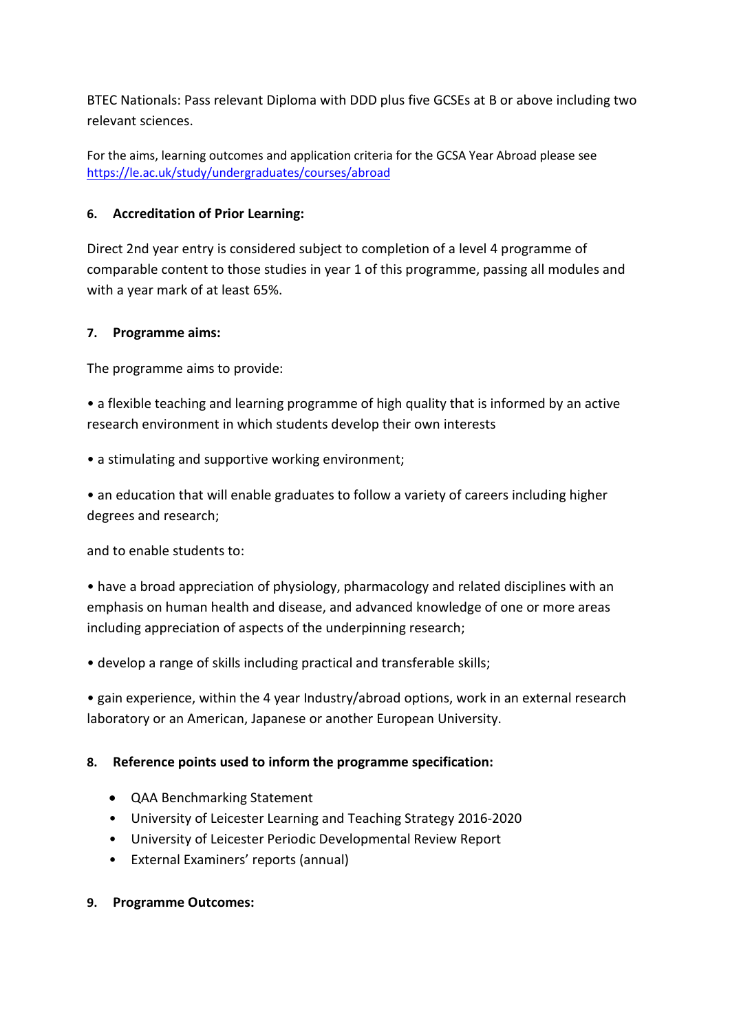BTEC Nationals: Pass relevant Diploma with DDD plus five GCSEs at B or above including two relevant sciences.

For the aims, learning outcomes and application criteria for the GCSA Year Abroad please see https://le.ac.uk/study/undergraduates/courses/abroad

**6. Accreditation of Prior Learning:**

Direct 2nd year entry is considered subject to completion of a level 4 programme of comparable content to those studies in year 1 of this programme, passing all modules and with a year mark of at least 65%.

**7. Programme aims:**

The programme aims to provide:

• a flexible teaching and learning programme of high quality that is informed by an active research environment in which students develop their own interests

• a stimulating and supportive working environment;

• an education that will enable graduates to follow a variety of careers including higher degrees and research;

and to enable students to:

• have a broad appreciation of physiology, pharmacology and related disciplines with an emphasis on human health and disease, and advanced knowledge of one or more areas including appreciation of aspects of the underpinning research;

• develop a range of skills including practical and transferable skills;

• gain experience, within the 4 year Industry/abroad options, work in an external research laboratory or an American, Japanese or another European University.

**8. Reference points used to inform the programme specification:**

- QAA Benchmarking Statement
- University of Leicester Learning and Teaching Strategy 2016-2020
- University of Leicester Periodic Developmental Review Report
- External Examiners' reports (annual)

**9. Programme Outcomes:**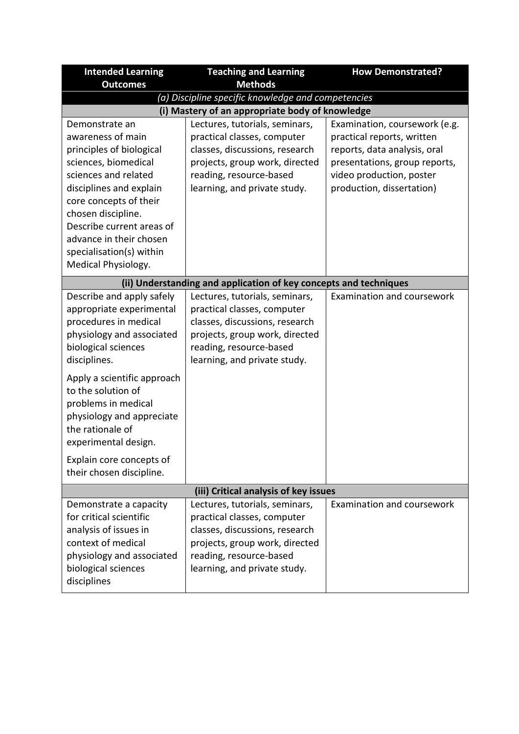| Intended Learning Outcomes | Teaching and Learning Methods | How Demonstrated? |
|---|---|---|
| *(a) Discipline specific knowledge and competencies* | | |
| **(i) Mastery of an appropriate body of knowledge** | | |
| Demonstrate an awareness of main principles of biological sciences, biomedical sciences and related disciplines and explain core concepts of their chosen discipline. Describe current areas of advance in their chosen specialisation(s) within Medical Physiology. | Lectures, tutorials, seminars, practical classes, computer classes, discussions, research projects, group work, directed reading, resource-based learning, and private study. | Examination, coursework (e.g. practical reports, written reports, data analysis, oral presentations, group reports, video production, poster production, dissertation) |
| **(ii) Understanding and application of key concepts and techniques** | | |
| Describe and apply safely appropriate experimental procedures in medical physiology and associated biological sciences disciplines.<br><br>Apply a scientific approach to the solution of problems in medical physiology and appreciate the rationale of experimental design.<br><br>Explain core concepts of their chosen discipline. | Lectures, tutorials, seminars, practical classes, computer classes, discussions, research projects, group work, directed reading, resource-based learning, and private study. | Examination and coursework |
| **(iii) Critical analysis of key issues** | | |
| Demonstrate a capacity for critical scientific analysis of issues in context of medical physiology and associated biological sciences disciplines | Lectures, tutorials, seminars, practical classes, computer classes, discussions, research projects, group work, directed reading, resource-based learning, and private study. | Examination and coursework |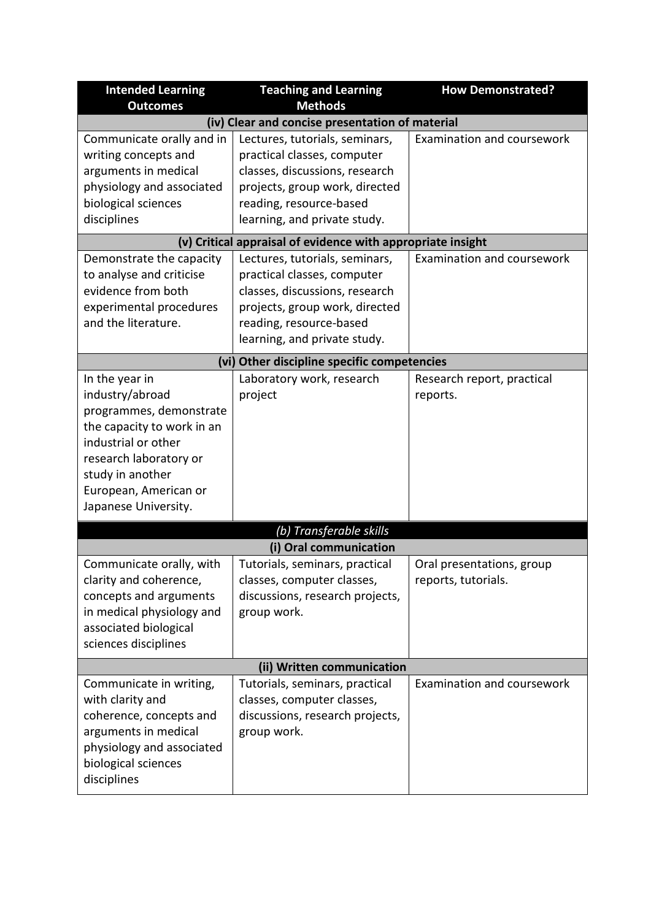| Intended Learning Outcomes | Teaching and Learning Methods | How Demonstrated? |
|---|---|---|
| **(iv) Clear and concise presentation of material** | | |
| Communicate orally and in writing concepts and arguments in medical physiology and associated biological sciences disciplines | Lectures, tutorials, seminars, practical classes, computer classes, discussions, research projects, group work, directed reading, resource-based learning, and private study. | Examination and coursework |
| **(v) Critical appraisal of evidence with appropriate insight** | | |
| Demonstrate the capacity to analyse and criticise evidence from both experimental procedures and the literature. | Lectures, tutorials, seminars, practical classes, computer classes, discussions, research projects, group work, directed reading, resource-based learning, and private study. | Examination and coursework |
| **(vi) Other discipline specific competencies** | | |
| In the year in industry/abroad programmes, demonstrate the capacity to work in an industrial or other research laboratory or study in another European, American or Japanese University. | Laboratory work, research project | Research report, practical reports. |
| ***(b) Transferable skills*** | | |
| **(i) Oral communication** | | |
| Communicate orally, with clarity and coherence, concepts and arguments in medical physiology and associated biological sciences disciplines | Tutorials, seminars, practical classes, computer classes, discussions, research projects, group work. | Oral presentations, group reports, tutorials. |
| **(ii) Written communication** | | |
| Communicate in writing, with clarity and coherence, concepts and arguments in medical physiology and associated biological sciences disciplines | Tutorials, seminars, practical classes, computer classes, discussions, research projects, group work. | Examination and coursework |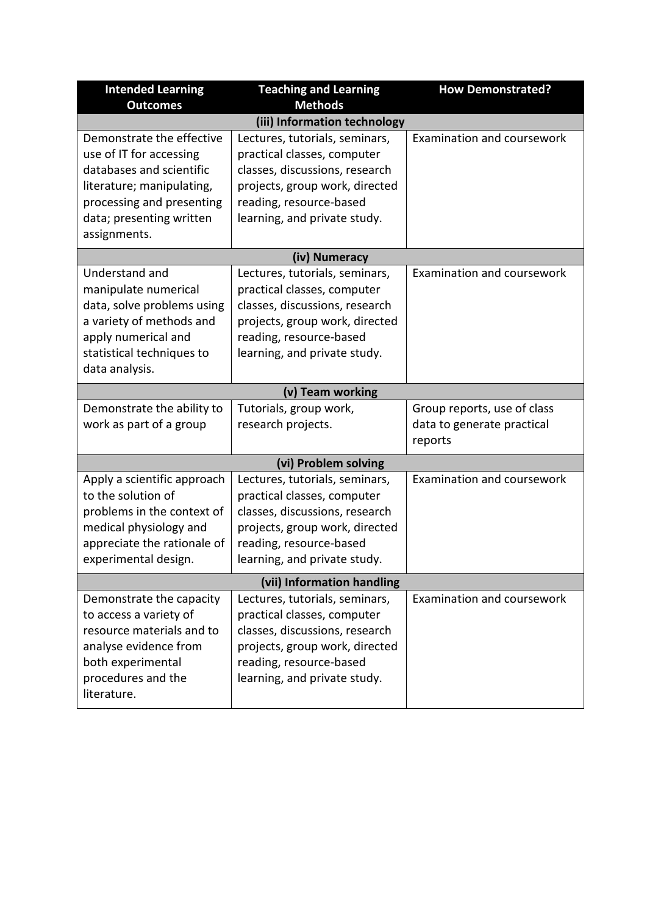| Intended Learning Outcomes | Teaching and Learning Methods | How Demonstrated? |
| --- | --- | --- |
| **(iii) Information technology** | | |
| Demonstrate the effective use of IT for accessing databases and scientific literature; manipulating, processing and presenting data; presenting written assignments. | Lectures, tutorials, seminars, practical classes, computer classes, discussions, research projects, group work, directed reading, resource-based learning, and private study. | Examination and coursework |
| **(iv) Numeracy** | | |
| Understand and manipulate numerical data, solve problems using a variety of methods and apply numerical and statistical techniques to data analysis. | Lectures, tutorials, seminars, practical classes, computer classes, discussions, research projects, group work, directed reading, resource-based learning, and private study. | Examination and coursework |
| **(v) Team working** | | |
| Demonstrate the ability to work as part of a group | Tutorials, group work, research projects. | Group reports, use of class data to generate practical reports |
| **(vi) Problem solving** | | |
| Apply a scientific approach to the solution of problems in the context of medical physiology and appreciate the rationale of experimental design. | Lectures, tutorials, seminars, practical classes, computer classes, discussions, research projects, group work, directed reading, resource-based learning, and private study. | Examination and coursework |
| **(vii) Information handling** | | |
| Demonstrate the capacity to access a variety of resource materials and to analyse evidence from both experimental procedures and the literature. | Lectures, tutorials, seminars, practical classes, computer classes, discussions, research projects, group work, directed reading, resource-based learning, and private study. | Examination and coursework |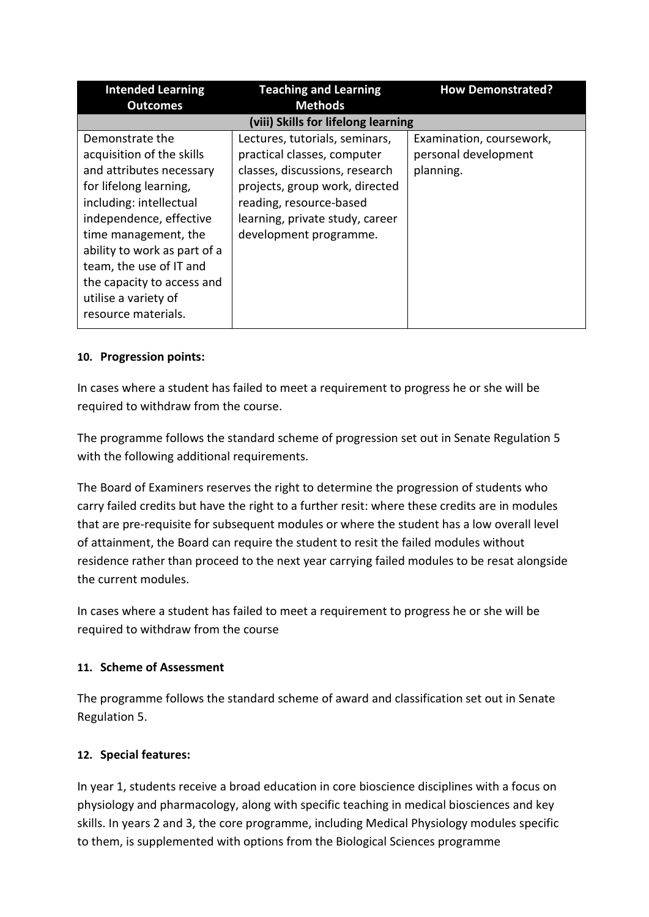| Intended Learning Outcomes | Teaching and Learning Methods | How Demonstrated? |
|---|---|---|
| **(viii) Skills for lifelong learning** | | |
| Demonstrate the acquisition of the skills and attributes necessary for lifelong learning, including: intellectual independence, effective time management, the ability to work as part of a team, the use of IT and the capacity to access and utilise a variety of resource materials. | Lectures, tutorials, seminars, practical classes, computer classes, discussions, research projects, group work, directed reading, resource-based learning, private study, career development programme. | Examination, coursework, personal development planning. |

**10. Progression points:**

In cases where a student has failed to meet a requirement to progress he or she will be required to withdraw from the course.

The programme follows the standard scheme of progression set out in Senate Regulation 5 with the following additional requirements.

The Board of Examiners reserves the right to determine the progression of students who carry failed credits but have the right to a further resit: where these credits are in modules that are pre-requisite for subsequent modules or where the student has a low overall level of attainment, the Board can require the student to resit the failed modules without residence rather than proceed to the next year carrying failed modules to be resat alongside the current modules.

In cases where a student has failed to meet a requirement to progress he or she will be required to withdraw from the course

**11. Scheme of Assessment**

The programme follows the standard scheme of award and classification set out in Senate Regulation 5.

**12. Special features:**

In year 1, students receive a broad education in core bioscience disciplines with a focus on physiology and pharmacology, along with specific teaching in medical biosciences and key skills. In years 2 and 3, the core programme, including Medical Physiology modules specific to them, is supplemented with options from the Biological Sciences programme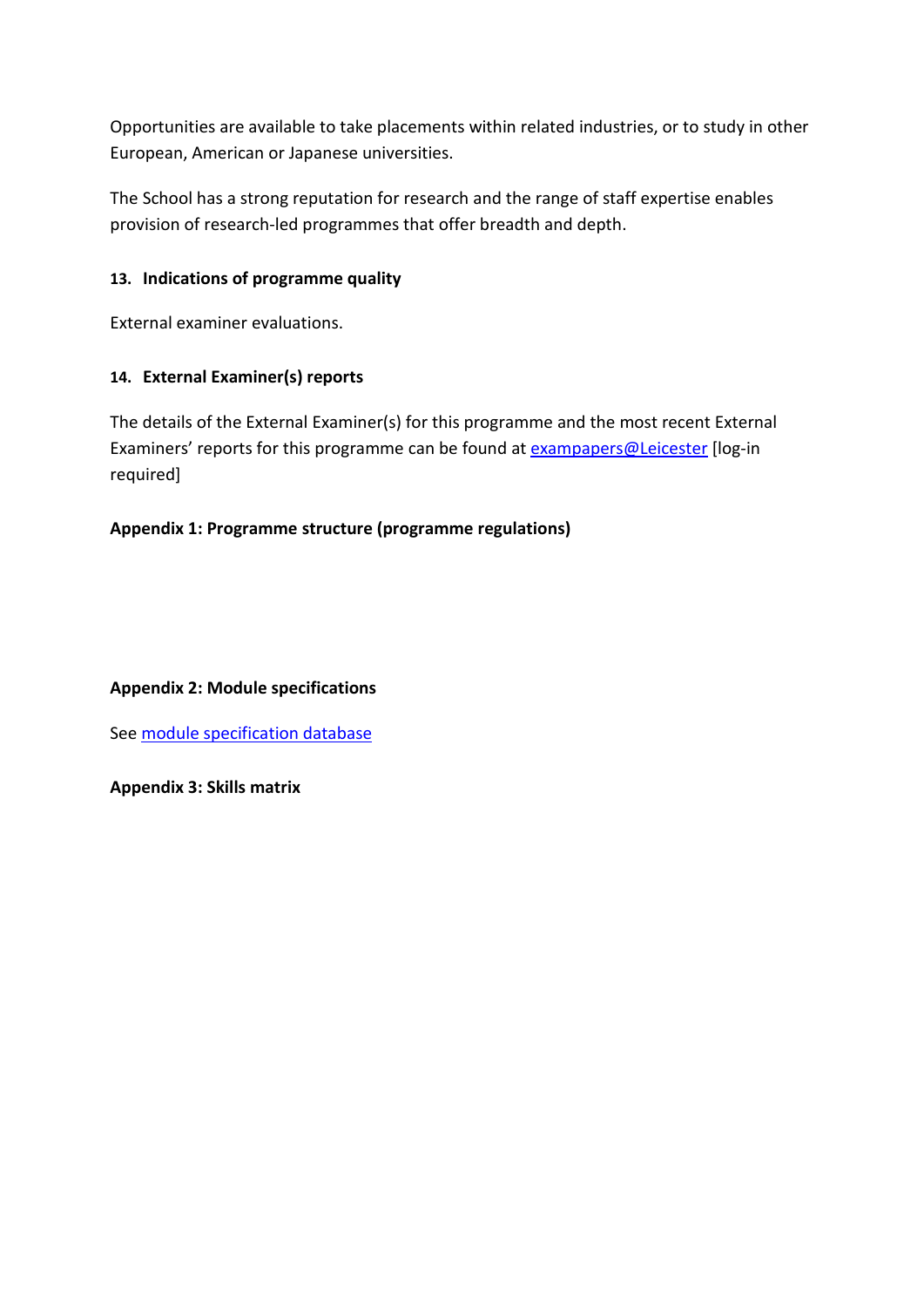Opportunities are available to take placements within related industries, or to study in other European, American or Japanese universities.

The School has a strong reputation for research and the range of staff expertise enables provision of research-led programmes that offer breadth and depth.

### 13. Indications of programme quality

External examiner evaluations.

### 14. External Examiner(s) reports

The details of the External Examiner(s) for this programme and the most recent External Examiners' reports for this programme can be found at exampapers@Leicester [log-in required]

**Appendix 1: Programme structure (programme regulations)**

**Appendix 2: Module specifications**

See module specification database

**Appendix 3: Skills matrix**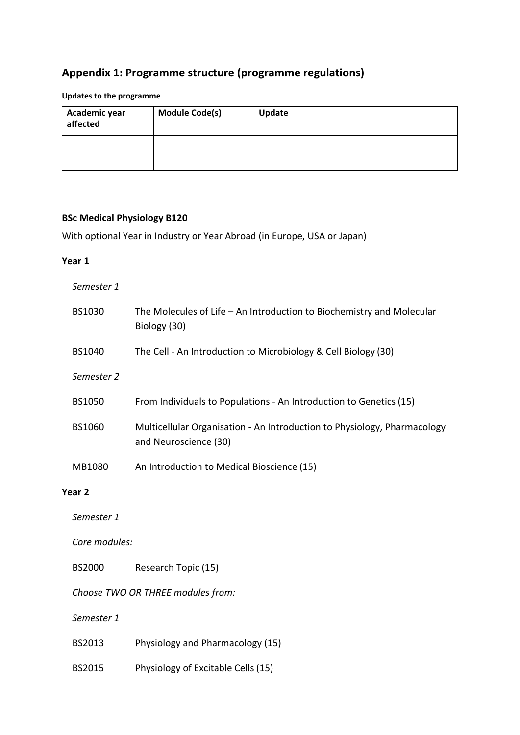## Appendix 1: Programme structure (programme regulations)

**Updates to the programme**

| Academic year affected | Module Code(s) | Update |
|---|---|---|
| | | |
| | | |

**BSc Medical Physiology B120**

With optional Year in Industry or Year Abroad (in Europe, USA or Japan)

**Year 1**

*Semester 1*

BS1030 The Molecules of Life – An Introduction to Biochemistry and Molecular Biology (30)

BS1040 The Cell - An Introduction to Microbiology & Cell Biology (30)

*Semester 2*

BS1050 From Individuals to Populations - An Introduction to Genetics (15)

BS1060 Multicellular Organisation - An Introduction to Physiology, Pharmacology and Neuroscience (30)

MB1080 An Introduction to Medical Bioscience (15)

**Year 2**

*Semester 1*

*Core modules:*

BS2000 Research Topic (15)

*Choose TWO OR THREE modules from:*

*Semester 1*

BS2013 Physiology and Pharmacology (15)

BS2015 Physiology of Excitable Cells (15)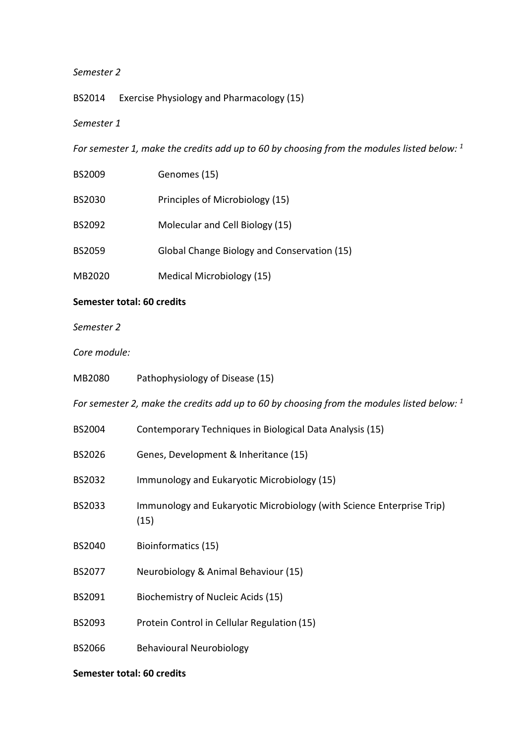*Semester 2*

BS2014 Exercise Physiology and Pharmacology (15)

*Semester 1*

*For semester 1, make the credits add up to 60 by choosing from the modules listed below: [1]*

BS2009 Genomes (15)

BS2030 Principles of Microbiology (15)

BS2092 Molecular and Cell Biology (15)

BS2059 Global Change Biology and Conservation (15)

MB2020 Medical Microbiology (15)

**Semester total: 60 credits**

*Semester 2*

*Core module:*

MB2080 Pathophysiology of Disease (15)

*For semester 2, make the credits add up to 60 by choosing from the modules listed below: [1]*

BS2004 Contemporary Techniques in Biological Data Analysis (15)

BS2026 Genes, Development & Inheritance (15)

BS2032 Immunology and Eukaryotic Microbiology (15)

BS2033 Immunology and Eukaryotic Microbiology (with Science Enterprise Trip) (15)

BS2040 Bioinformatics (15)

BS2077 Neurobiology & Animal Behaviour (15)

BS2091 Biochemistry of Nucleic Acids (15)

BS2093 Protein Control in Cellular Regulation (15)

BS2066 Behavioural Neurobiology

**Semester total: 60 credits**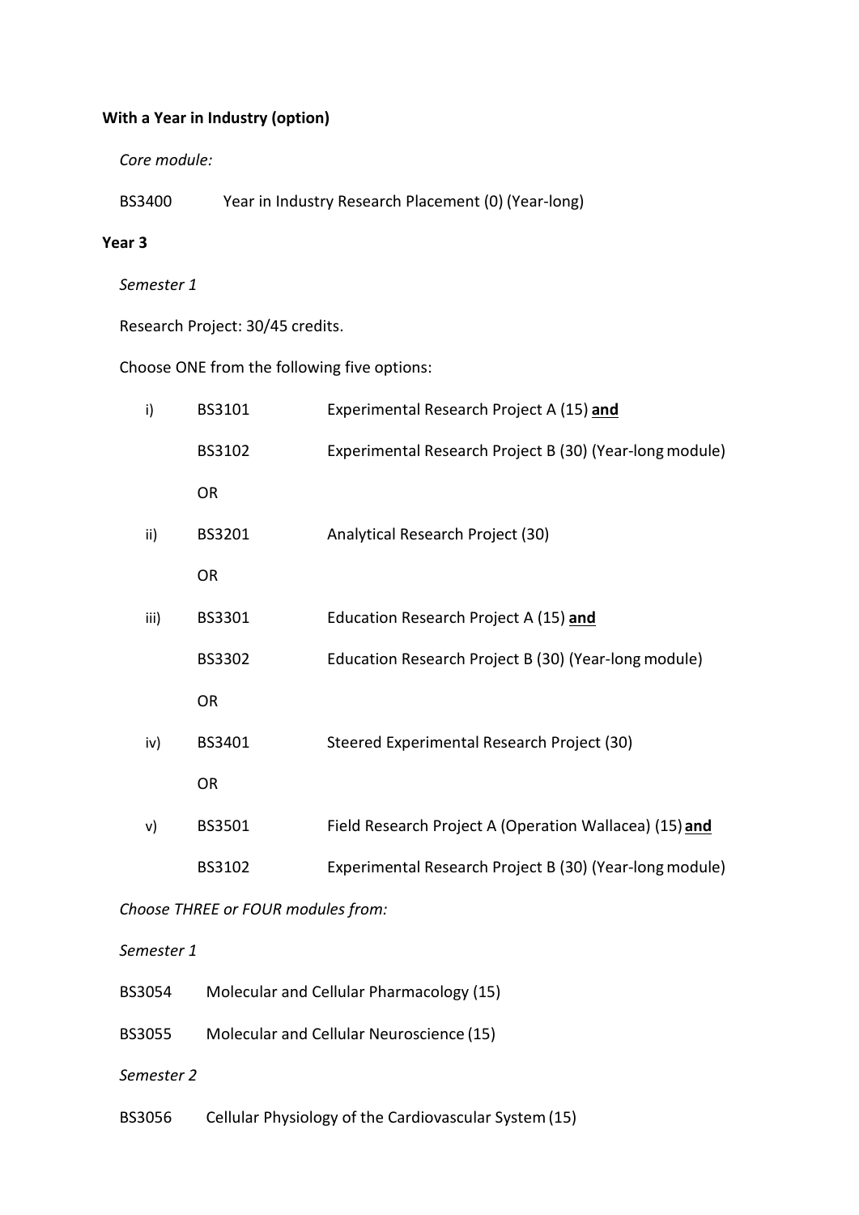**With a Year in Industry (option)**

*Core module:*

BS3400 Year in Industry Research Placement (0) (Year-long)

**Year 3**

*Semester 1*

Research Project: 30/45 credits.

Choose ONE from the following five options:

| | | |
|---|---|---|
| i) | BS3101 | Experimental Research Project A (15) **and** |
| | BS3102 | Experimental Research Project B (30) (Year-long module) |
| | OR | |
| ii) | BS3201 | Analytical Research Project (30) |
| | OR | |
| iii) | BS3301 | Education Research Project A (15) **and** |
| | BS3302 | Education Research Project B (30) (Year-long module) |
| | OR | |
| iv) | BS3401 | Steered Experimental Research Project (30) |
| | OR | |
| v) | BS3501 | Field Research Project A (Operation Wallacea) (15) **and** |
| | BS3102 | Experimental Research Project B (30) (Year-long module) |

*Choose THREE or FOUR modules from:*

*Semester 1*

BS3054 Molecular and Cellular Pharmacology (15)

BS3055 Molecular and Cellular Neuroscience (15)

*Semester 2*

BS3056 Cellular Physiology of the Cardiovascular System (15)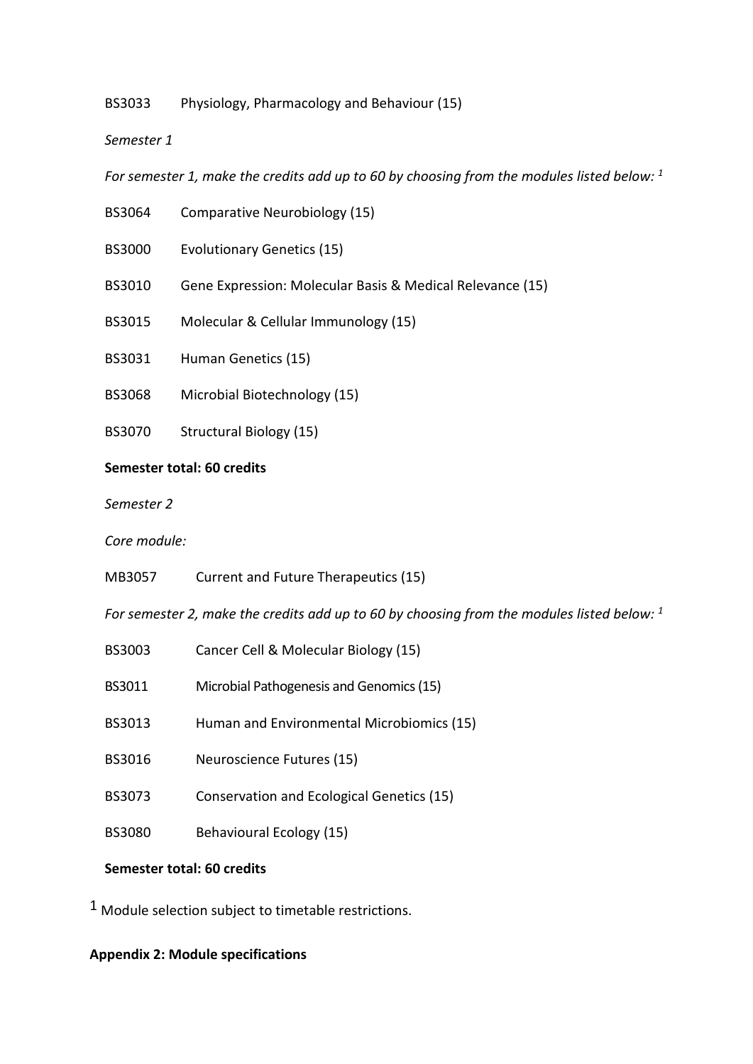BS3033 Physiology, Pharmacology and Behaviour (15)

*Semester 1*

*For semester 1, make the credits add up to 60 by choosing from the modules listed below:* [1]

BS3064 Comparative Neurobiology (15)

BS3000 Evolutionary Genetics (15)

BS3010 Gene Expression: Molecular Basis & Medical Relevance (15)

BS3015 Molecular & Cellular Immunology (15)

BS3031 Human Genetics (15)

BS3068 Microbial Biotechnology (15)

BS3070 Structural Biology (15)

**Semester total: 60 credits**

*Semester 2*

*Core module:*

MB3057 Current and Future Therapeutics (15)

*For semester 2, make the credits add up to 60 by choosing from the modules listed below:* [1]

BS3003 Cancer Cell & Molecular Biology (15)

BS3011 Microbial Pathogenesis and Genomics (15)

BS3013 Human and Environmental Microbiomics (15)

BS3016 Neuroscience Futures (15)

BS3073 Conservation and Ecological Genetics (15)

BS3080 Behavioural Ecology (15)

**Semester total: 60 credits**

[1] Module selection subject to timetable restrictions.

**Appendix 2: Module specifications**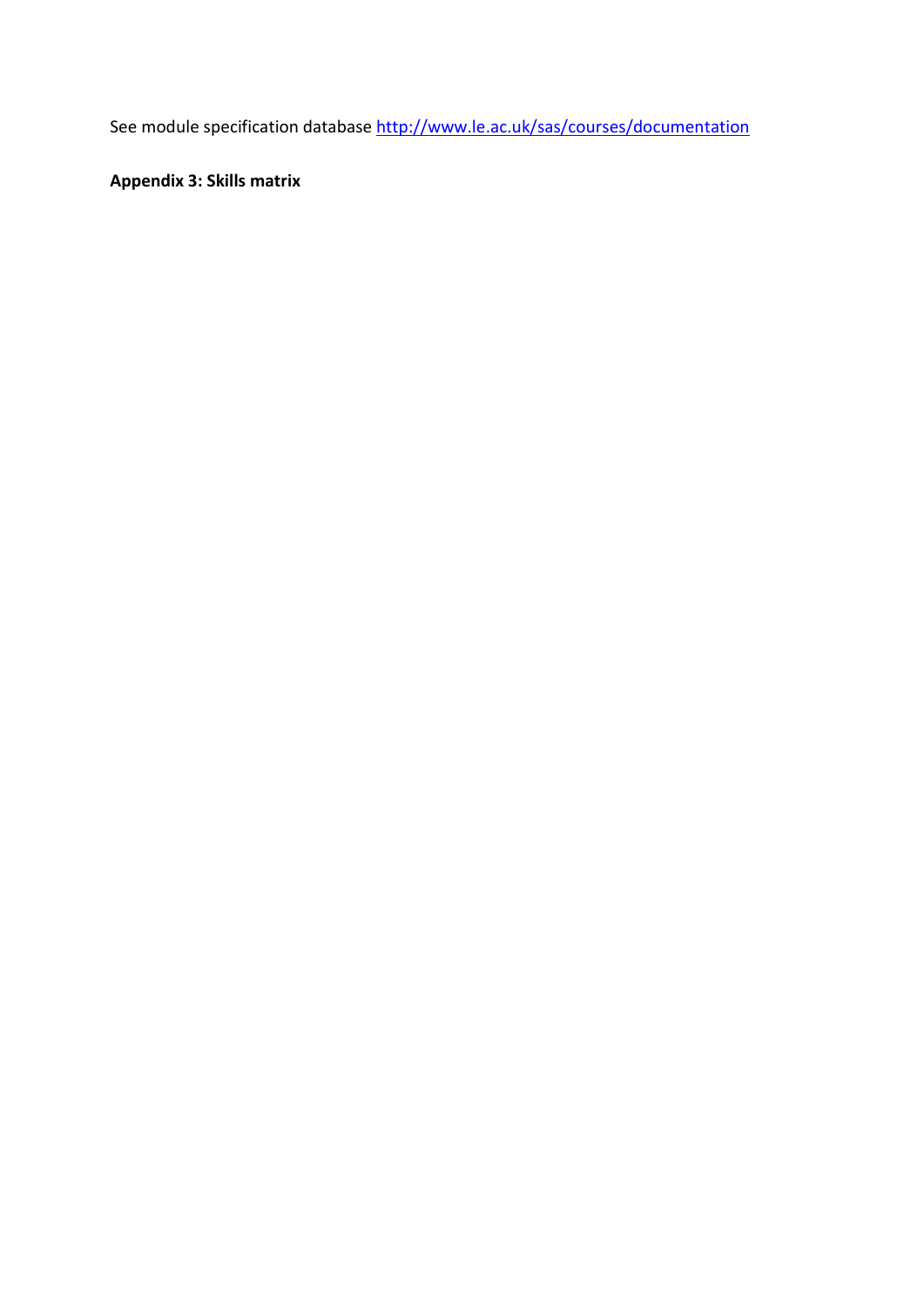See module specification database http://www.le.ac.uk/sas/courses/documentation

**Appendix 3: Skills matrix**